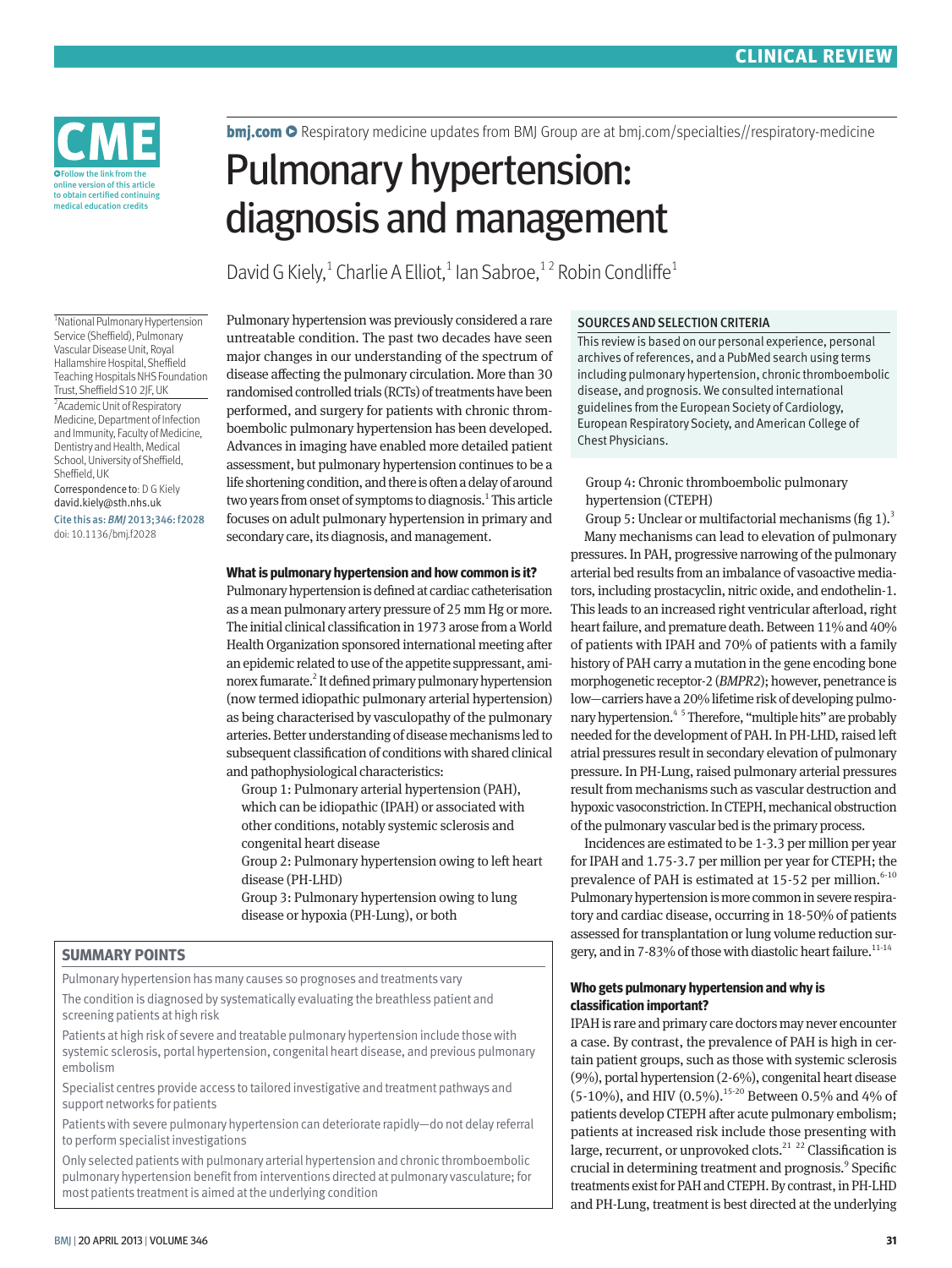CLINICAL REVIEW

**CME** Follow the link from the online version of this article to obtain certified continuing medical education credits

**bmj.com** Respiratory medicine updates from BMJ Group are at bmj.com/specialties//respiratory-medicine

# Pulmonary hypertension: diagnosis and management

David G Kiely,[1] Charlie A Elliot,[1] Ian Sabroe,[1 2] Robin Condliffe[1]

[1]National Pulmonary Hypertension Service (Sheffield), Pulmonary Vascular Disease Unit, Royal Hallamshire Hospital, Sheffield Teaching Hospitals NHS Foundation Trust, Sheffield S10 2JF, UK

[2]Academic Unit of Respiratory Medicine, Department of Infection and Immunity, Faculty of Medicine, Dentistry and Health, Medical School, University of Sheffield, Sheffield, UK

Correspondence to: D G Kiely david.kiely@sth.nhs.uk

Cite this as: *BMJ* 2013;346:f2028

doi: 10.1136/bmj.f2028

Pulmonary hypertension was previously considered a rare untreatable condition. The past two decades have seen major changes in our understanding of the spectrum of disease affecting the pulmonary circulation. More than 30 randomised controlled trials (RCTs) of treatments have been performed, and surgery for patients with chronic thromboembolic pulmonary hypertension has been developed. Advances in imaging have enabled more detailed patient assessment, but pulmonary hypertension continues to be a life shortening condition, and there is often a delay of around two years from onset of symptoms to diagnosis.[1] This article focuses on adult pulmonary hypertension in primary and secondary care, its diagnosis, and management.

### What is pulmonary hypertension and how common is it?

Pulmonary hypertension is defined at cardiac catheterisation as a mean pulmonary artery pressure of 25 mm Hg or more. The initial clinical classification in 1973 arose from a World Health Organization sponsored international meeting after an epidemic related to use of the appetite suppressant, aminorex fumarate.[2] It defined primary pulmonary hypertension (now termed idiopathic pulmonary arterial hypertension) as being characterised by vasculopathy of the pulmonary arteries. Better understanding of disease mechanisms led to subsequent classification of conditions with shared clinical and pathophysiological characteristics:

Group 1: Pulmonary arterial hypertension (PAH), which can be idiopathic (IPAH) or associated with other conditions, notably systemic sclerosis and congenital heart disease

Group 2: Pulmonary hypertension owing to left heart disease (PH-LHD)

Group 3: Pulmonary hypertension owing to lung disease or hypoxia (PH-Lung), or both

Group 4: Chronic thromboembolic pulmonary hypertension (CTEPH)

Group 5: Unclear or multifactorial mechanisms (fig 1).[3]

Many mechanisms can lead to elevation of pulmonary pressures. In PAH, progressive narrowing of the pulmonary arterial bed results from an imbalance of vasoactive mediators, including prostacyclin, nitric oxide, and endothelin-1. This leads to an increased right ventricular afterload, right heart failure, and premature death. Between 11% and 40% of patients with IPAH and 70% of patients with a family history of PAH carry a mutation in the gene encoding bone morphogenetic receptor-2 (*BMPR2*); however, penetrance is low—carriers have a 20% lifetime risk of developing pulmonary hypertension.[4 5] Therefore, "multiple hits" are probably needed for the development of PAH. In PH-LHD, raised left atrial pressures result in secondary elevation of pulmonary pressure. In PH-Lung, raised pulmonary arterial pressures result from mechanisms such as vascular destruction and hypoxic vasoconstriction. In CTEPH, mechanical obstruction of the pulmonary vascular bed is the primary process.

Incidences are estimated to be 1-3.3 per million per year for IPAH and 1.75-3.7 per million per year for CTEPH; the prevalence of PAH is estimated at 15-52 per million.[6-10] Pulmonary hypertension is more common in severe respiratory and cardiac disease, occurring in 18-50% of patients assessed for transplantation or lung volume reduction surgery, and in 7-83% of those with diastolic heart failure.[11-14]

### Who gets pulmonary hypertension and why is classification important?

IPAH is rare and primary care doctors may never encounter a case. By contrast, the prevalence of PAH is high in certain patient groups, such as those with systemic sclerosis (9%), portal hypertension (2-6%), congenital heart disease (5-10%), and HIV (0.5%).[15-20] Between 0.5% and 4% of patients develop CTEPH after acute pulmonary embolism; patients at increased risk include those presenting with large, recurrent, or unprovoked clots.[21 22] Classification is crucial in determining treatment and prognosis.[9] Specific treatments exist for PAH and CTEPH. By contrast, in PH-LHD and PH-Lung, treatment is best directed at the underlying

### SOURCES AND SELECTION CRITERIA

This review is based on our personal experience, personal archives of references, and a PubMed search using terms including pulmonary hypertension, chronic thromboembolic disease, and prognosis. We consulted international guidelines from the European Society of Cardiology, European Respiratory Society, and American College of Chest Physicians.

### SUMMARY POINTS

Pulmonary hypertension has many causes so prognoses and treatments vary

The condition is diagnosed by systematically evaluating the breathless patient and screening patients at high risk

Patients at high risk of severe and treatable pulmonary hypertension include those with systemic sclerosis, portal hypertension, congenital heart disease, and previous pulmonary embolism

Specialist centres provide access to tailored investigative and treatment pathways and support networks for patients

Patients with severe pulmonary hypertension can deteriorate rapidly—do not delay referral to perform specialist investigations

Only selected patients with pulmonary arterial hypertension and chronic thromboembolic pulmonary hypertension benefit from interventions directed at pulmonary vasculature; for most patients treatment is aimed at the underlying condition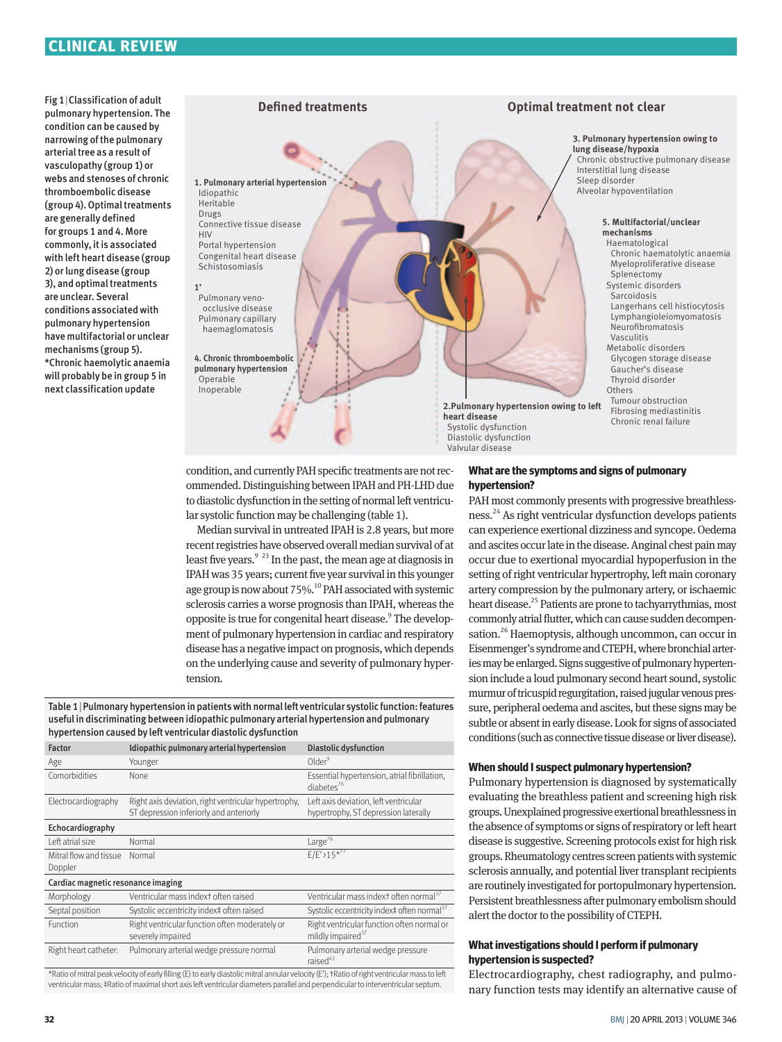Fig 1 | Classification of adult pulmonary hypertension. The condition can be caused by narrowing of the pulmonary arterial tree as a result of vasculopathy (group 1) or webs and stenoses of chronic thromboembolic disease (group 4). Optimal treatments are generally defined for groups 1 and 4. More commonly, it is associated with left heart disease (group 2) or lung disease (group 3), and optimal treatments are unclear. Several conditions associated with pulmonary hypertension have multifactorial or unclear mechanisms (group 5). *Chronic haemolytic anaemia will probably be in group 5 in next classification update

Defined treatments

Optimal treatment not clear

1. Pulmonary arterial hypertension
Idiopathic
Heritable
Drugs
Connective tissue disease
HIV
Portal hypertension
Congenital heart disease
Schistosomiasis

1'
Pulmonary veno-occlusive disease
Pulmonary capillary haemaglomatosis

4. Chronic thromboembolic pulmonary hypertension
Operable
Inoperable

3. Pulmonary hypertension owing to lung disease/hypoxia
Chronic obstructive pulmonary disease
Interstitial lung disease
Sleep disorder
Alveolar hypoventilation

5. Multifactorial/unclear mechanisms
Haematological
Chronic haematolytic anaemia
Myeloproliferative disease
Splenectomy
Systemic disorders
Sarcoidosis
Langerhans cell histiocytosis
Lymphangioleiomyomatosis
Neurofibromatosis
Vasculitis
Metabolic disorders
Glycogen storage disease
Gaucher's disease
Thyroid disorder
Others
Tumour obstruction
Fibrosing mediastinitis
Chronic renal failure

2. Pulmonary hypertension owing to left heart disease
Systolic dysfunction
Diastolic dysfunction
Valvular disease

condition, and currently PAH specific treatments are not recommended. Distinguishing between IPAH and PH-LHD due to diastolic dysfunction in the setting of normal left ventricular systolic function may be challenging (table 1).

Median survival in untreated IPAH is 2.8 years, but more recent registries have observed overall median survival of at least five years.[9 23] In the past, the mean age at diagnosis in IPAH was 35 years; current five year survival in this younger age group is now about 75%.[10] PAH associated with systemic sclerosis carries a worse prognosis than IPAH, whereas the opposite is true for congenital heart disease.[9] The development of pulmonary hypertension in cardiac and respiratory disease has a negative impact on prognosis, which depends on the underlying cause and severity of pulmonary hypertension.

Table 1 | Pulmonary hypertension in patients with normal left ventricular systolic function: features useful in discriminating between idiopathic pulmonary arterial hypertension and pulmonary hypertension caused by left ventricular diastolic dysfunction

| Factor | Idiopathic pulmonary arterial hypertension | Diastolic dysfunction |
|---|---|---|
| Age | Younger | Older[9] |
| Comorbidities | None | Essential hypertension, atrial fibrillation, diabetes[76] |
| Electrocardiography | Right axis deviation, right ventricular hypertrophy, ST depression inferiorly and anteriorly | Left axis deviation, left ventricular hypertrophy, ST depression laterally |
| **Echocardiography** | | |
| Left atrial size | Normal | Large[76] |
| Mitral flow and tissue Doppler | Normal | E/E' >15*[77] |
| **Cardiac magnetic resonance imaging** | | |
| Morphology | Ventricular mass index† often raised | Ventricular mass index† often normal[37] |
| Septal position | Systolic eccentricity index‡ often raised | Systolic eccentricity index‡ often normal[37] |
| Function | Right ventricular function often moderately or severely impaired | Right ventricular function often normal or mildly impaired[37] |
| Right heart catheter: | Pulmonary arterial wedge pressure normal | Pulmonary arterial wedge pressure raised[43] |

*Ratio of mitral peak velocity of early filling (E) to early diastolic mitral annular velocity (E'); †Ratio of right ventricular mass to left ventricular mass; ‡Ratio of maximal short axis left ventricular diameters parallel and perpendicular to interventricular septum.

## What are the symptoms and signs of pulmonary hypertension?

PAH most commonly presents with progressive breathlessness.[24] As right ventricular dysfunction develops patients can experience exertional dizziness and syncope. Oedema and ascites occur late in the disease. Anginal chest pain may occur due to exertional myocardial hypoperfusion in the setting of right ventricular hypertrophy, left main coronary artery compression by the pulmonary artery, or ischaemic heart disease.[25] Patients are prone to tachyarrythmias, most commonly atrial flutter, which can cause sudden decompensation.[26] Haemoptysis, although uncommon, can occur in Eisenmenger's syndrome and CTEPH, where bronchial arteries may be enlarged. Signs suggestive of pulmonary hypertension include a loud pulmonary second heart sound, systolic murmur of tricuspid regurgitation, raised jugular venous pressure, peripheral oedema and ascites, but these signs may be subtle or absent in early disease. Look for signs of associated conditions (such as connective tissue disease or liver disease).

## When should I suspect pulmonary hypertension?

Pulmonary hypertension is diagnosed by systematically evaluating the breathless patient and screening high risk groups. Unexplained progressive exertional breathlessness in the absence of symptoms or signs of respiratory or left heart disease is suggestive. Screening protocols exist for high risk groups. Rheumatology centres screen patients with systemic sclerosis annually, and potential liver transplant recipients are routinely investigated for portopulmonary hypertension. Persistent breathlessness after pulmonary embolism should alert the doctor to the possibility of CTEPH.

## What investigations should I perform if pulmonary hypertension is suspected?

Electrocardiography, chest radiography, and pulmonary function tests may identify an alternative cause of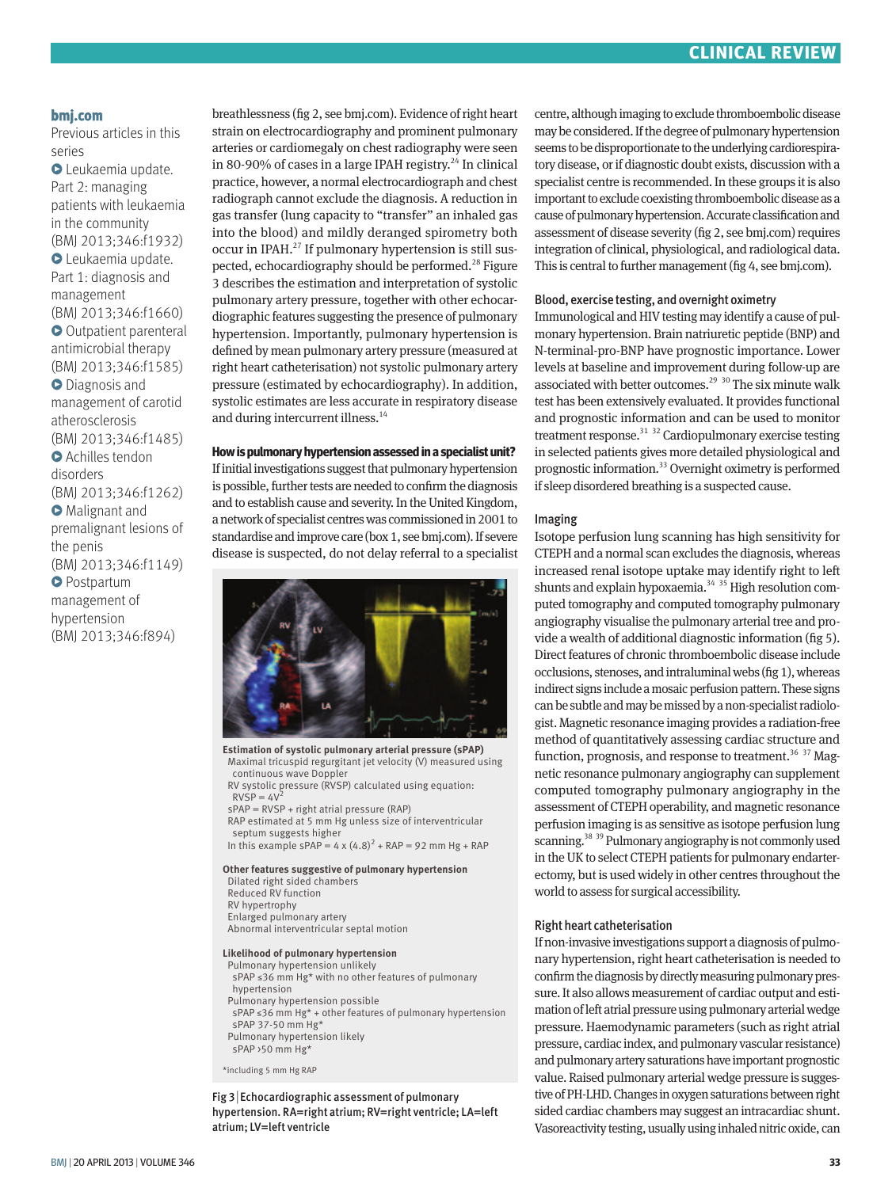**bmj.com**

Previous articles in this series

- Leukaemia update. Part 2: managing patients with leukaemia in the community (BMJ 2013;346:f1932)
- Leukaemia update. Part 1: diagnosis and management (BMJ 2013;346:f1660)
- Outpatient parenteral antimicrobial therapy (BMJ 2013;346:f1585)
- Diagnosis and management of carotid atherosclerosis (BMJ 2013;346:f1485)
- Achilles tendon disorders (BMJ 2013;346:f1262)
- Malignant and premalignant lesions of the penis (BMJ 2013;346:f1149)
- Postpartum management of hypertension (BMJ 2013;346:f894)

breathlessness (fig 2, see bmj.com). Evidence of right heart strain on electrocardiography and prominent pulmonary arteries or cardiomegaly on chest radiography were seen in 80-90% of cases in a large IPAH registry.[24] In clinical practice, however, a normal electrocardiograph and chest radiograph cannot exclude the diagnosis. A reduction in gas transfer (lung capacity to "transfer" an inhaled gas into the blood) and mildly deranged spirometry both occur in IPAH.[27] If pulmonary hypertension is still suspected, echocardiography should be performed.[28] Figure 3 describes the estimation and interpretation of systolic pulmonary artery pressure, together with other echocardiographic features suggesting the presence of pulmonary hypertension. Importantly, pulmonary hypertension is defined by mean pulmonary artery pressure (measured at right heart catheterisation) not systolic pulmonary artery pressure (estimated by echocardiography). In addition, systolic estimates are less accurate in respiratory disease and during intercurrent illness.[14]

**How is pulmonary hypertension assessed in a specialist unit?**

If initial investigations suggest that pulmonary hypertension is possible, further tests are needed to confirm the diagnosis and to establish cause and severity. In the United Kingdom, a network of specialist centres was commissioned in 2001 to standardise and improve care (box 1, see bmj.com). If severe disease is suspected, do not delay referral to a specialist centre, although imaging to exclude thromboembolic disease may be considered. If the degree of pulmonary hypertension seems to be disproportionate to the underlying cardiorespiratory disease, or if diagnostic doubt exists, discussion with a specialist centre is recommended. In these groups it is also important to exclude coexisting thromboembolic disease as a cause of pulmonary hypertension. Accurate classification and assessment of disease severity (fig 2, see bmj.com) requires integration of clinical, physiological, and radiological data. This is central to further management (fig 4, see bmj.com).

**Estimation of systolic pulmonary arterial pressure (sPAP)**

Maximal tricuspid regurgitant jet velocity (V) measured using continuous wave Doppler

RV systolic pressure (RVSP) calculated using equation:

$RVSP = 4V^2$

sPAP = RVSP + right atrial pressure (RAP)

RAP estimated at 5 mm Hg unless size of interventricular septum suggests higher

In this example sPAP = $4 \times (4.8)^2$ + RAP = 92 mm Hg + RAP

**Other features suggestive of pulmonary hypertension**

Dilated right sided chambers

Reduced RV function

RV hypertrophy

Enlarged pulmonary artery

Abnormal interventricular septal motion

**Likelihood of pulmonary hypertension**

Pulmonary hypertension unlikely

- sPAP ≤36 mm Hg* with no other features of pulmonary hypertension

Pulmonary hypertension possible

- sPAP ≤36 mm Hg* + other features of pulmonary hypertension
- sPAP 37-50 mm Hg*

Pulmonary hypertension likely

- sPAP >50 mm Hg*

*including 5 mm Hg RAP

Fig 3 | Echocardiographic assessment of pulmonary hypertension. RA=right atrium; RV=right ventricle; LA=left atrium; LV=left ventricle

### Blood, exercise testing, and overnight oximetry

Immunological and HIV testing may identify a cause of pulmonary hypertension. Brain natriuretic peptide (BNP) and N-terminal-pro-BNP have prognostic importance. Lower levels at baseline and improvement during follow-up are associated with better outcomes.[29 30] The six minute walk test has been extensively evaluated. It provides functional and prognostic information and can be used to monitor treatment response.[31 32] Cardiopulmonary exercise testing in selected patients gives more detailed physiological and prognostic information.[33] Overnight oximetry is performed if sleep disordered breathing is a suspected cause.

### Imaging

Isotope perfusion lung scanning has high sensitivity for CTEPH and a normal scan excludes the diagnosis, whereas increased renal isotope uptake may identify right to left shunts and explain hypoxaemia.[34 35] High resolution computed tomography and computed tomography pulmonary angiography visualise the pulmonary arterial tree and provide a wealth of additional diagnostic information (fig 5). Direct features of chronic thromboembolic disease include occlusions, stenoses, and intraluminal webs (fig 1), whereas indirect signs include a mosaic perfusion pattern. These signs can be subtle and may be missed by a non-specialist radiologist. Magnetic resonance imaging provides a radiation-free method of quantitatively assessing cardiac structure and function, prognosis, and response to treatment.[36 37] Magnetic resonance pulmonary angiography can supplement computed tomography pulmonary angiography in the assessment of CTEPH operability, and magnetic resonance perfusion imaging is as sensitive as isotope perfusion lung scanning.[38 39] Pulmonary angiography is not commonly used in the UK to select CTEPH patients for pulmonary endarterectomy, but is used widely in other centres throughout the world to assess for surgical accessibility.

### Right heart catheterisation

If non-invasive investigations support a diagnosis of pulmonary hypertension, right heart catheterisation is needed to confirm the diagnosis by directly measuring pulmonary pressure. It also allows measurement of cardiac output and estimation of left atrial pressure using pulmonary arterial wedge pressure. Haemodynamic parameters (such as right atrial pressure, cardiac index, and pulmonary vascular resistance) and pulmonary artery saturations have important prognostic value. Raised pulmonary arterial wedge pressure is suggestive of PH-LHD. Changes in oxygen saturations between right sided cardiac chambers may suggest an intracardiac shunt. Vasoreactivity testing, usually using inhaled nitric oxide, can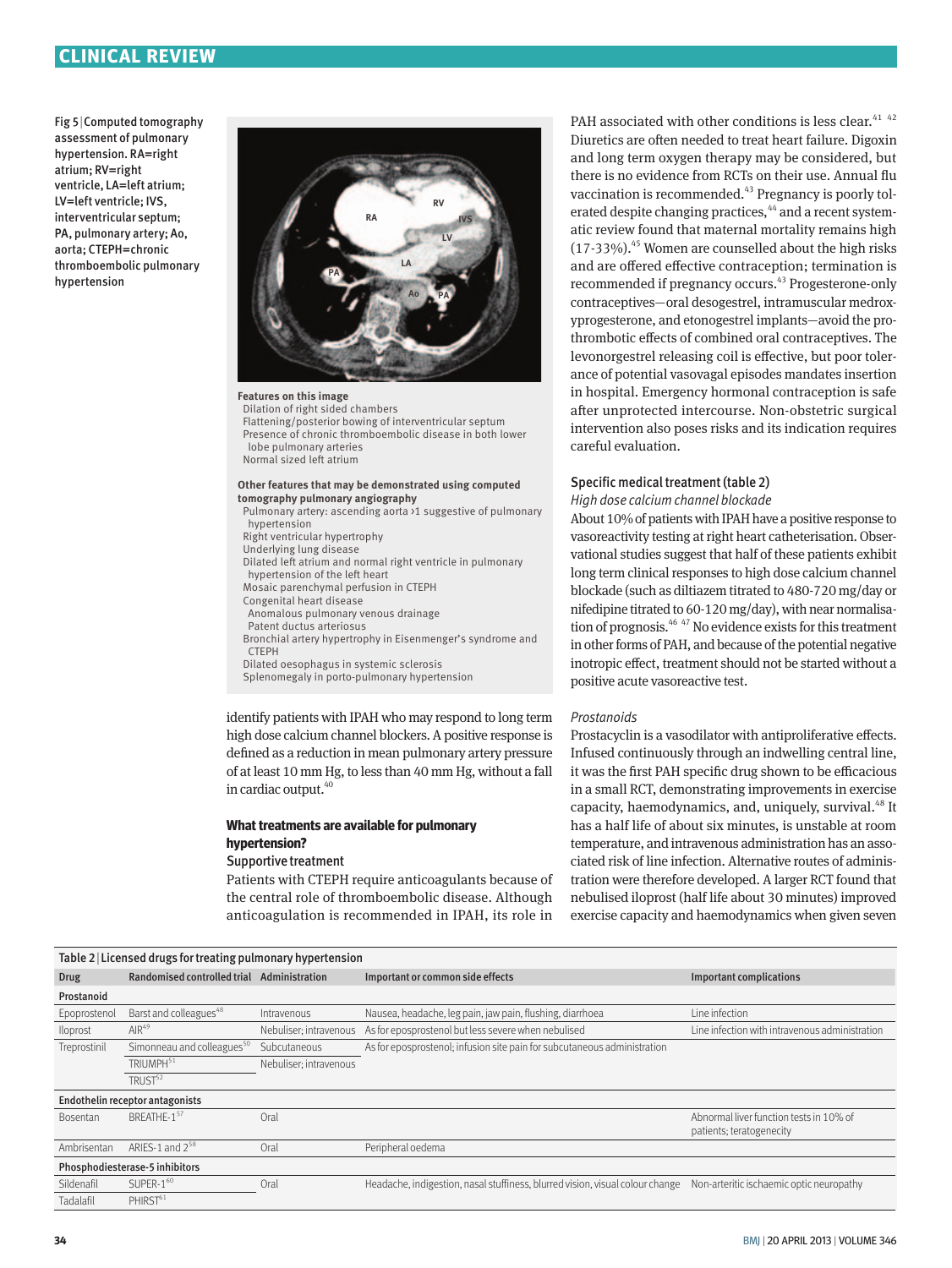Fig 5 | Computed tomography assessment of pulmonary hypertension. RA=right atrium; RV=right ventricle, LA=left atrium; LV=left ventricle; IVS, interventricular septum; PA, pulmonary artery; Ao, aorta; CTEPH=chronic thromboembolic pulmonary hypertension

**Features on this image**
- Dilation of right sided chambers
- Flattening/posterior bowing of interventricular septum
- Presence of chronic thromboembolic disease in both lower lobe pulmonary arteries
- Normal sized left atrium

**Other features that may be demonstrated using computed tomography pulmonary angiography**
- Pulmonary artery: ascending aorta >1 suggestive of pulmonary hypertension
- Right ventricular hypertrophy
- Underlying lung disease
- Dilated left atrium and normal right ventricle in pulmonary hypertension of the left heart
- Mosaic parenchymal perfusion in CTEPH
- Congenital heart disease
  - Anomalous pulmonary venous drainage
  - Patent ductus arteriosus
- Bronchial artery hypertrophy in Eisenmenger's syndrome and CTEPH
- Dilated oesophagus in systemic sclerosis
- Splenomegaly in porto-pulmonary hypertension

identify patients with IPAH who may respond to long term high dose calcium channel blockers. A positive response is defined as a reduction in mean pulmonary artery pressure of at least 10 mm Hg, to less than 40 mm Hg, without a fall in cardiac output.[40]

## What treatments are available for pulmonary hypertension?

### Supportive treatment

Patients with CTEPH require anticoagulants because of the central role of thromboembolic disease. Although anticoagulation is recommended in IPAH, its role in PAH associated with other conditions is less clear.[41 42] Diuretics are often needed to treat heart failure. Digoxin and long term oxygen therapy may be considered, but there is no evidence from RCTs on their use. Annual flu vaccination is recommended.[43] Pregnancy is poorly tolerated despite changing practices,[44] and a recent systematic review found that maternal mortality remains high (17-33%).[45] Women are counselled about the high risks and are offered effective contraception; termination is recommended if pregnancy occurs.[43] Progesterone-only contraceptives—oral desogestrel, intramuscular medroxyprogesterone, and etonogestrel implants—avoid the prothrombotic effects of combined oral contraceptives. The levonorgestrel releasing coil is effective, but poor tolerance of potential vasovagal episodes mandates insertion in hospital. Emergency hormonal contraception is safe after unprotected intercourse. Non-obstetric surgical intervention also poses risks and its indication requires careful evaluation.

### Specific medical treatment (table 2)

*High dose calcium channel blockade*

About 10% of patients with IPAH have a positive response to vasoreactivity testing at right heart catheterisation. Observational studies suggest that half of these patients exhibit long term clinical responses to high dose calcium channel blockade (such as diltiazem titrated to 480-720 mg/day or nifedipine titrated to 60-120 mg/day), with near normalisation of prognosis.[46 47] No evidence exists for this treatment in other forms of PAH, and because of the potential negative inotropic effect, treatment should not be started without a positive acute vasoreactive test.

*Prostanoids*

Prostacyclin is a vasodilator with antiproliferative effects. Infused continuously through an indwelling central line, it was the first PAH specific drug shown to be efficacious in a small RCT, demonstrating improvements in exercise capacity, haemodynamics, and, uniquely, survival.[48] It has a half life of about six minutes, is unstable at room temperature, and intravenous administration has an associated risk of line infection. Alternative routes of administration were therefore developed. A larger RCT found that nebulised iloprost (half life about 30 minutes) improved exercise capacity and haemodynamics when given seven

Table 2 | Licensed drugs for treating pulmonary hypertension

| Drug | Randomised controlled trial | Administration | Important or common side effects | Important complications |
|---|---|---|---|---|
| **Prostanoid** | | | | |
| Epoprostenol | Barst and colleagues[48] | Intravenous | Nausea, headache, leg pain, jaw pain, flushing, diarrhoea | Line infection |
| Iloprost | AIR[49] | Nebuliser; intravenous | As for epoprostenol but less severe when nebulised | Line infection with intravenous administration |
| Treprostinil | Simonneau and colleagues[50] | Subcutaneous | As for epoprostenol; infusion site pain for subcutaneous administration | |
| | TRIUMPH[51] | Nebuliser; intravenous | | |
| | TRUST[52] | | | |
| **Endothelin receptor antagonists** | | | | |
| Bosentan | BREATHE-1[57] | Oral | | Abnormal liver function tests in 10% of patients; teratogenicity |
| Ambrisentan | ARIES-1 and 2[58] | Oral | Peripheral oedema | |
| **Phosphodiesterase-5 inhibitors** | | | | |
| Sildenafil | SUPER-1[60] | Oral | Headache, indigestion, nasal stuffiness, blurred vision, visual colour change | Non-arteritic ischaemic optic neuropathy |
| Tadalafil | PHIRST[61] | | | |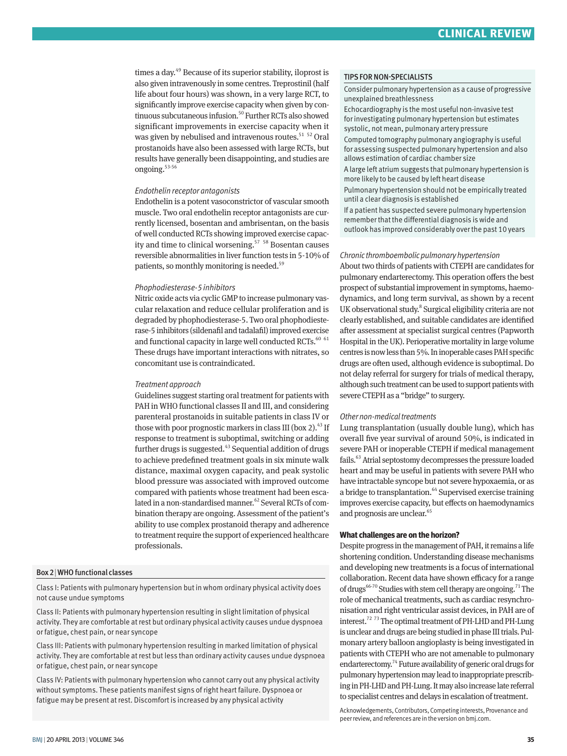times a day.[49] Because of its superior stability, iloprost is also given intravenously in some centres. Treprostinil (half life about four hours) was shown, in a very large RCT, to significantly improve exercise capacity when given by continuous subcutaneous infusion.[50] Further RCTs also showed significant improvements in exercise capacity when it was given by nebulised and intravenous routes.[51 52] Oral prostanoids have also been assessed with large RCTs, but results have generally been disappointing, and studies are ongoing.[53-56]

*Endothelin receptor antagonists*

Endothelin is a potent vasoconstrictor of vascular smooth muscle. Two oral endothelin receptor antagonists are currently licensed, bosentan and ambrisentan, on the basis of well conducted RCTs showing improved exercise capacity and time to clinical worsening.[57 58] Bosentan causes reversible abnormalities in liver function tests in 5-10% of patients, so monthly monitoring is needed.[59]

*Phophodiesterase-5 inhibitors*

Nitric oxide acts via cyclic GMP to increase pulmonary vascular relaxation and reduce cellular proliferation and is degraded by phophodiesterase-5. Two oral phophodiesterase-5 inhibitors (sildenafil and tadalafil) improved exercise and functional capacity in large well conducted RCTs.[60 61] These drugs have important interactions with nitrates, so concomitant use is contraindicated.

*Treatment approach*

Guidelines suggest starting oral treatment for patients with PAH in WHO functional classes II and III, and considering parenteral prostanoids in suitable patients in class IV or those with poor prognostic markers in class III (box 2).[43] If response to treatment is suboptimal, switching or adding further drugs is suggested.[43] Sequential addition of drugs to achieve predefined treatment goals in six minute walk distance, maximal oxygen capacity, and peak systolic blood pressure was associated with improved outcome compared with patients whose treatment had been escalated in a non-standardised manner.[62] Several RCTs of combination therapy are ongoing. Assessment of the patient's ability to use complex prostanoid therapy and adherence to treatment require the support of experienced healthcare professionals.

**Box 2 | WHO functional classes**

Class I: Patients with pulmonary hypertension but in whom ordinary physical activity does not cause undue symptoms

Class II: Patients with pulmonary hypertension resulting in slight limitation of physical activity. They are comfortable at rest but ordinary physical activity causes undue dyspnoea or fatigue, chest pain, or near syncope

Class III: Patients with pulmonary hypertension resulting in marked limitation of physical activity. They are comfortable at rest but less than ordinary activity causes undue dyspnoea or fatigue, chest pain, or near syncope

Class IV: Patients with pulmonary hypertension who cannot carry out any physical activity without symptoms. These patients manifest signs of right heart failure. Dyspnoea or fatigue may be present at rest. Discomfort is increased by any physical activity

**TIPS FOR NON-SPECIALISTS**

Consider pulmonary hypertension as a cause of progressive unexplained breathlessness

Echocardiography is the most useful non-invasive test for investigating pulmonary hypertension but estimates systolic, not mean, pulmonary artery pressure

Computed tomography pulmonary angiography is useful for assessing suspected pulmonary hypertension and also allows estimation of cardiac chamber size

A large left atrium suggests that pulmonary hypertension is more likely to be caused by left heart disease

Pulmonary hypertension should not be empirically treated until a clear diagnosis is established

If a patient has suspected severe pulmonary hypertension remember that the differential diagnosis is wide and outlook has improved considerably over the past 10 years

*Chronic thromboembolic pulmonary hypertension*

About two thirds of patients with CTEPH are candidates for pulmonary endarterectomy. This operation offers the best prospect of substantial improvement in symptoms, haemodynamics, and long term survival, as shown by a recent UK observational study.[8] Surgical eligibility criteria are not clearly established, and suitable candidates are identified after assessment at specialist surgical centres (Papworth Hospital in the UK). Perioperative mortality in large volume centres is now less than 5%. In inoperable cases PAH specific drugs are often used, although evidence is suboptimal. Do not delay referral for surgery for trials of medical therapy, although such treatment can be used to support patients with severe CTEPH as a "bridge" to surgery.

*Other non-medical treatments*

Lung transplantation (usually double lung), which has overall five year survival of around 50%, is indicated in severe PAH or inoperable CTEPH if medical management fails.[63] Atrial septostomy decompresses the pressure loaded heart and may be useful in patients with severe PAH who have intractable syncope but not severe hypoxaemia, or as a bridge to transplantation.[64] Supervised exercise training improves exercise capacity, but effects on haemodynamics and prognosis are unclear.[65]

### What challenges are on the horizon?

Despite progress in the management of PAH, it remains a life shortening condition. Understanding disease mechanisms and developing new treatments is a focus of international collaboration. Recent data have shown efficacy for a range of drugs[66-70] Studies with stem cell therapy are ongoing.[71] The role of mechanical treatments, such as cardiac resynchronisation and right ventricular assist devices, in PAH are of interest.[72 73] The optimal treatment of PH-LHD and PH-Lung is unclear and drugs are being studied in phase III trials. Pulmonary artery balloon angioplasty is being investigated in patients with CTEPH who are not amenable to pulmonary endarterectomy.[74] Future availability of generic oral drugs for pulmonary hypertension may lead to inappropriate prescribing in PH-LHD and PH-Lung. It may also increase late referral to specialist centres and delays in escalation of treatment.

Acknowledgements, Contributors, Competing interests, Provenance and peer review, and references are in the version on bmj.com.